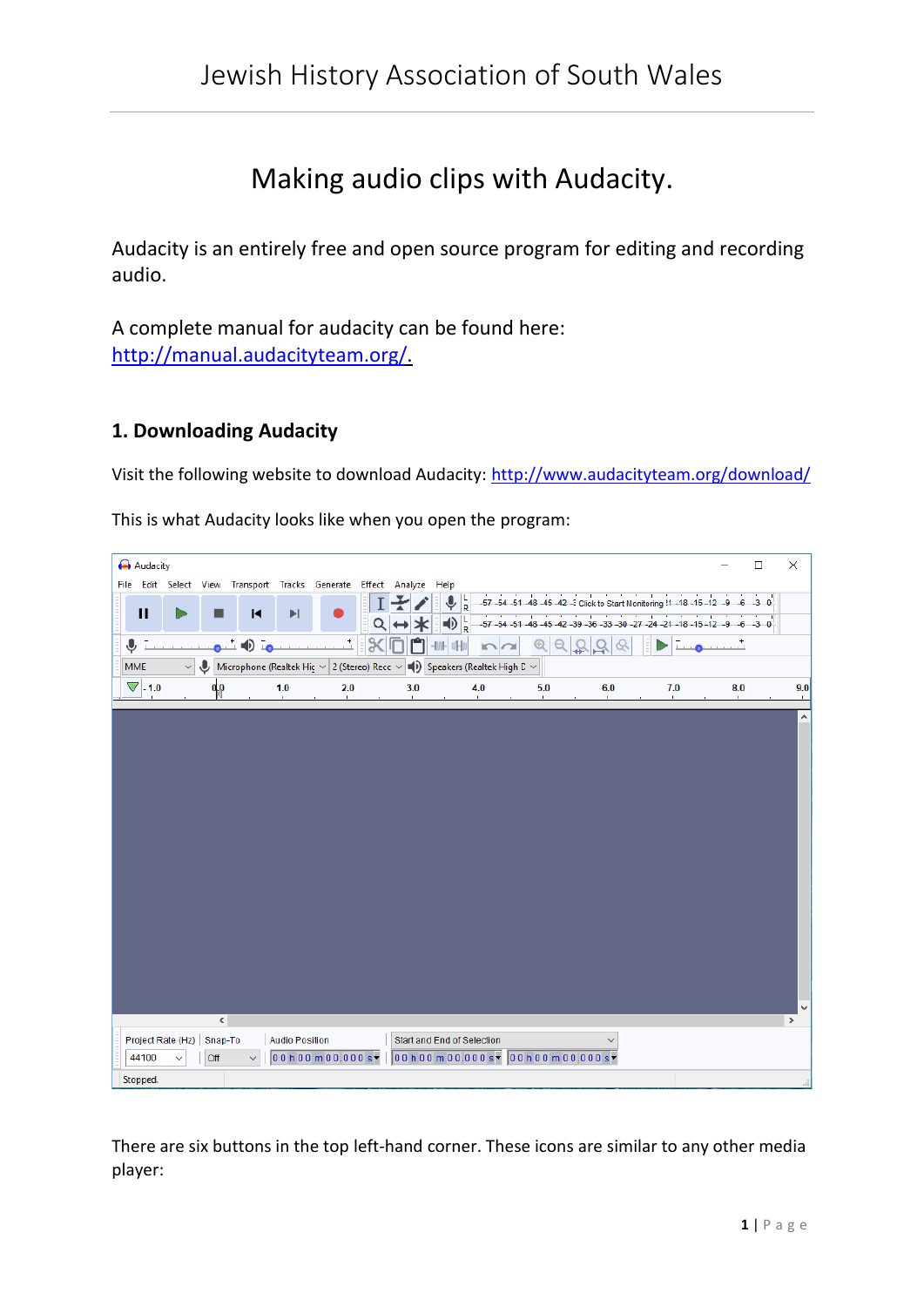# Making audio clips with Audacity.

Audacity is an entirely free and open source program for editing and recording audio.

A complete manual for audacity can be found here: http://manual.audacityteam.org/.

## 1. Downloading Audacity

Visit the following website to download Audacity: http://www.audacityteam.org/download/

This is what Audacity looks like when you open the program:

There are six buttons in the top left-hand corner. These icons are similar to any other media player: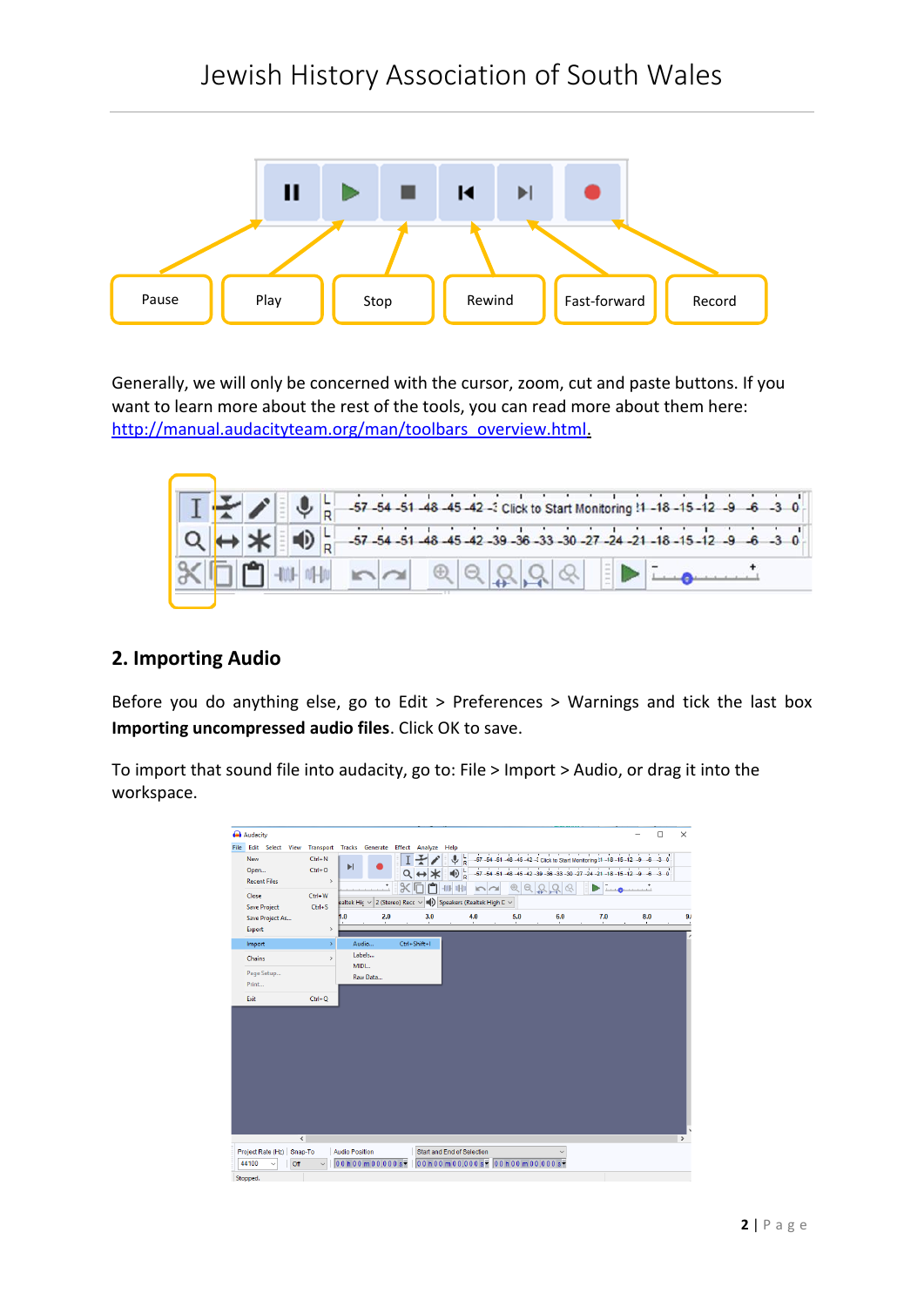Pause Play Stop Rewind Fast-forward Record

Generally, we will only be concerned with the cursor, zoom, cut and paste buttons. If you want to learn more about the rest of the tools, you can read more about them here: http://manual.audacityteam.org/man/toolbars_overview.html.

## 2. Importing Audio

Before you do anything else, go to Edit > Preferences > Warnings and tick the last box **Importing uncompressed audio files**. Click OK to save.

To import that sound file into audacity, go to: File > Import > Audio, or drag it into the workspace.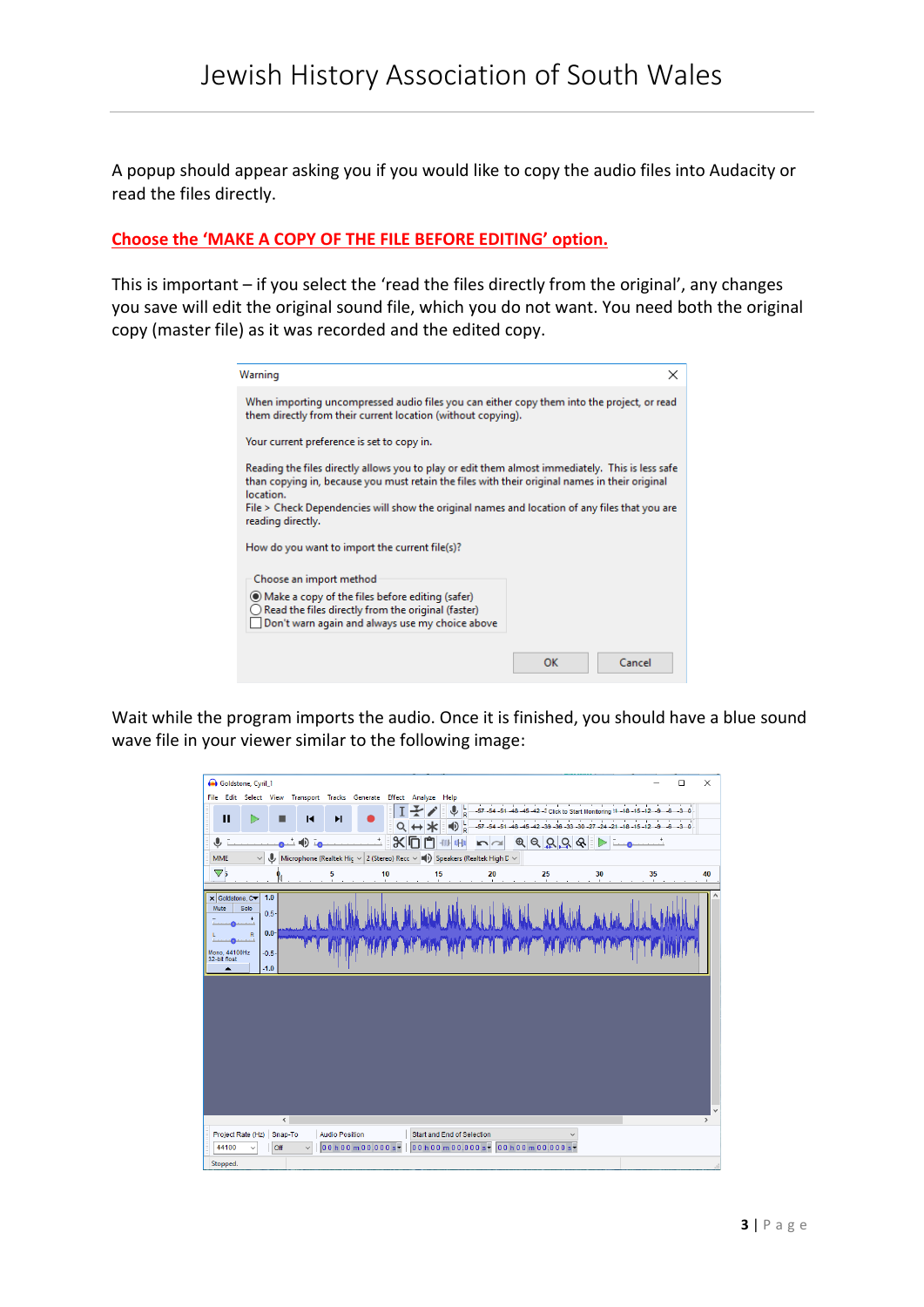A popup should appear asking you if you would like to copy the audio files into Audacity or read the files directly.

**Choose the 'MAKE A COPY OF THE FILE BEFORE EDITING' option.**

This is important – if you select the 'read the files directly from the original', any changes you save will edit the original sound file, which you do not want. You need both the original copy (master file) as it was recorded and the edited copy.

Wait while the program imports the audio. Once it is finished, you should have a blue sound wave file in your viewer similar to the following image: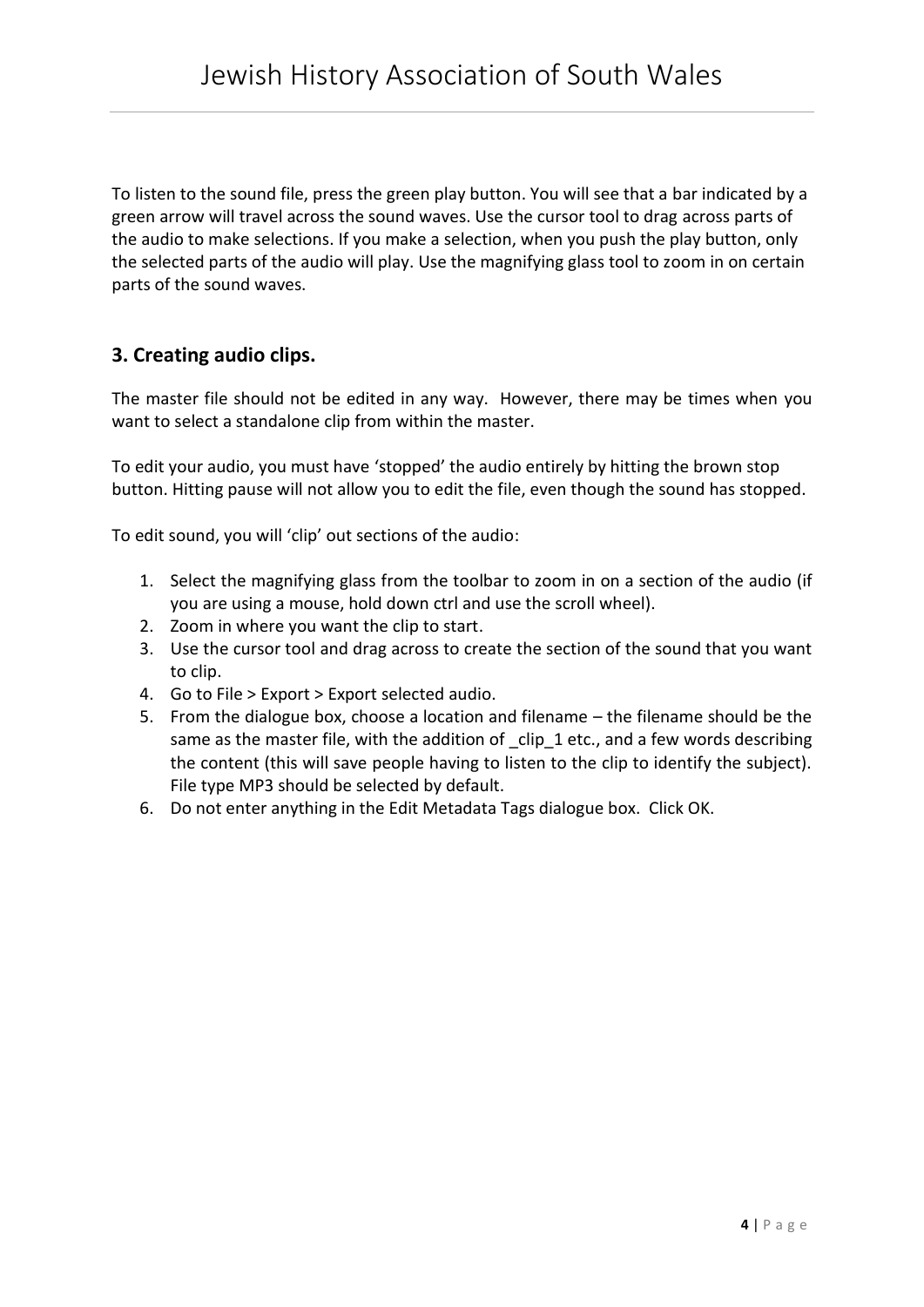To listen to the sound file, press the green play button. You will see that a bar indicated by a green arrow will travel across the sound waves. Use the cursor tool to drag across parts of the audio to make selections. If you make a selection, when you push the play button, only the selected parts of the audio will play. Use the magnifying glass tool to zoom in on certain parts of the sound waves.

## 3. Creating audio clips.

The master file should not be edited in any way. However, there may be times when you want to select a standalone clip from within the master.

To edit your audio, you must have 'stopped' the audio entirely by hitting the brown stop button. Hitting pause will not allow you to edit the file, even though the sound has stopped.

To edit sound, you will 'clip' out sections of the audio:

1. Select the magnifying glass from the toolbar to zoom in on a section of the audio (if you are using a mouse, hold down ctrl and use the scroll wheel).
2. Zoom in where you want the clip to start.
3. Use the cursor tool and drag across to create the section of the sound that you want to clip.
4. Go to File > Export > Export selected audio.
5. From the dialogue box, choose a location and filename – the filename should be the same as the master file, with the addition of _clip_1 etc., and a few words describing the content (this will save people having to listen to the clip to identify the subject). File type MP3 should be selected by default.
6. Do not enter anything in the Edit Metadata Tags dialogue box. Click OK.